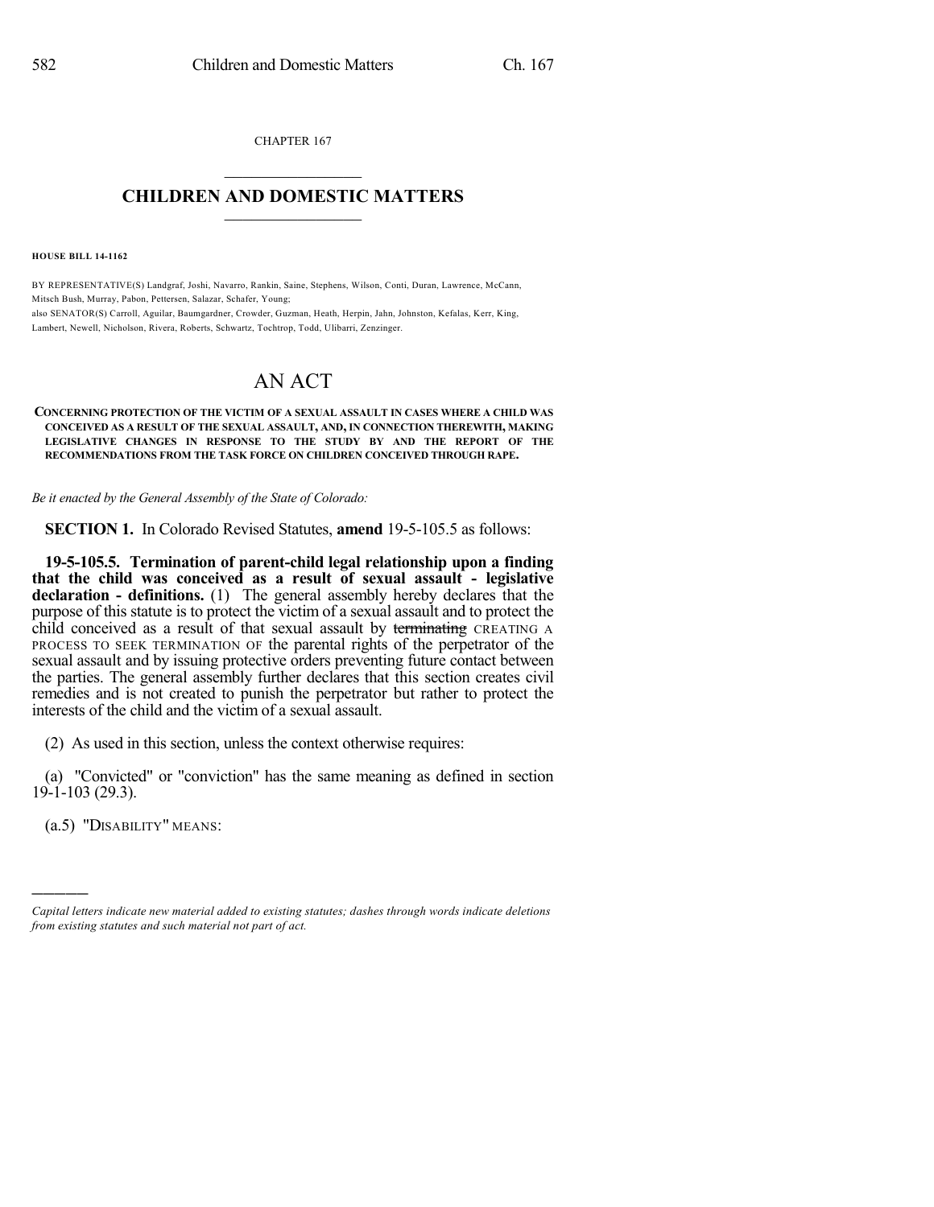CHAPTER 167

## CHILDREN AND DOMESTIC MATTERS

**HOUSE BILL 14-1162**

BY REPRESENTATIVE(S) Landgraf, Joshi, Navarro, Rankin, Saine, Stephens, Wilson, Conti, Duran, Lawrence, McCann, Mitsch Bush, Murray, Pabon, Pettersen, Salazar, Schafer, Young;
also SENATOR(S) Carroll, Aguilar, Baumgardner, Crowder, Guzman, Heath, Herpin, Jahn, Johnston, Kefalas, Kerr, King, Lambert, Newell, Nicholson, Rivera, Roberts, Schwartz, Tochtrop, Todd, Ulibarri, Zenzinger.

# AN ACT

**CONCERNING PROTECTION OF THE VICTIM OF A SEXUAL ASSAULT IN CASES WHERE A CHILD WAS CONCEIVED AS A RESULT OF THE SEXUAL ASSAULT, AND, IN CONNECTION THEREWITH, MAKING LEGISLATIVE CHANGES IN RESPONSE TO THE STUDY BY AND THE REPORT OF THE RECOMMENDATIONS FROM THE TASK FORCE ON CHILDREN CONCEIVED THROUGH RAPE.**

*Be it enacted by the General Assembly of the State of Colorado:*

**SECTION 1.** In Colorado Revised Statutes, **amend** 19-5-105.5 as follows:

**19-5-105.5. Termination of parent-child legal relationship upon a finding that the child was conceived as a result of sexual assault - legislative declaration - definitions.** (1) The general assembly hereby declares that the purpose of this statute is to protect the victim of a sexual assault and to protect the child conceived as a result of that sexual assault by ~~terminating~~ CREATING A PROCESS TO SEEK TERMINATION OF the parental rights of the perpetrator of the sexual assault and by issuing protective orders preventing future contact between the parties. The general assembly further declares that this section creates civil remedies and is not created to punish the perpetrator but rather to protect the interests of the child and the victim of a sexual assault.

(2) As used in this section, unless the context otherwise requires:

(a) "Convicted" or "conviction" has the same meaning as defined in section 19-1-103 (29.3).

(a.5) "DISABILITY" MEANS:

---

*Capital letters indicate new material added to existing statutes; dashes through words indicate deletions from existing statutes and such material not part of act.*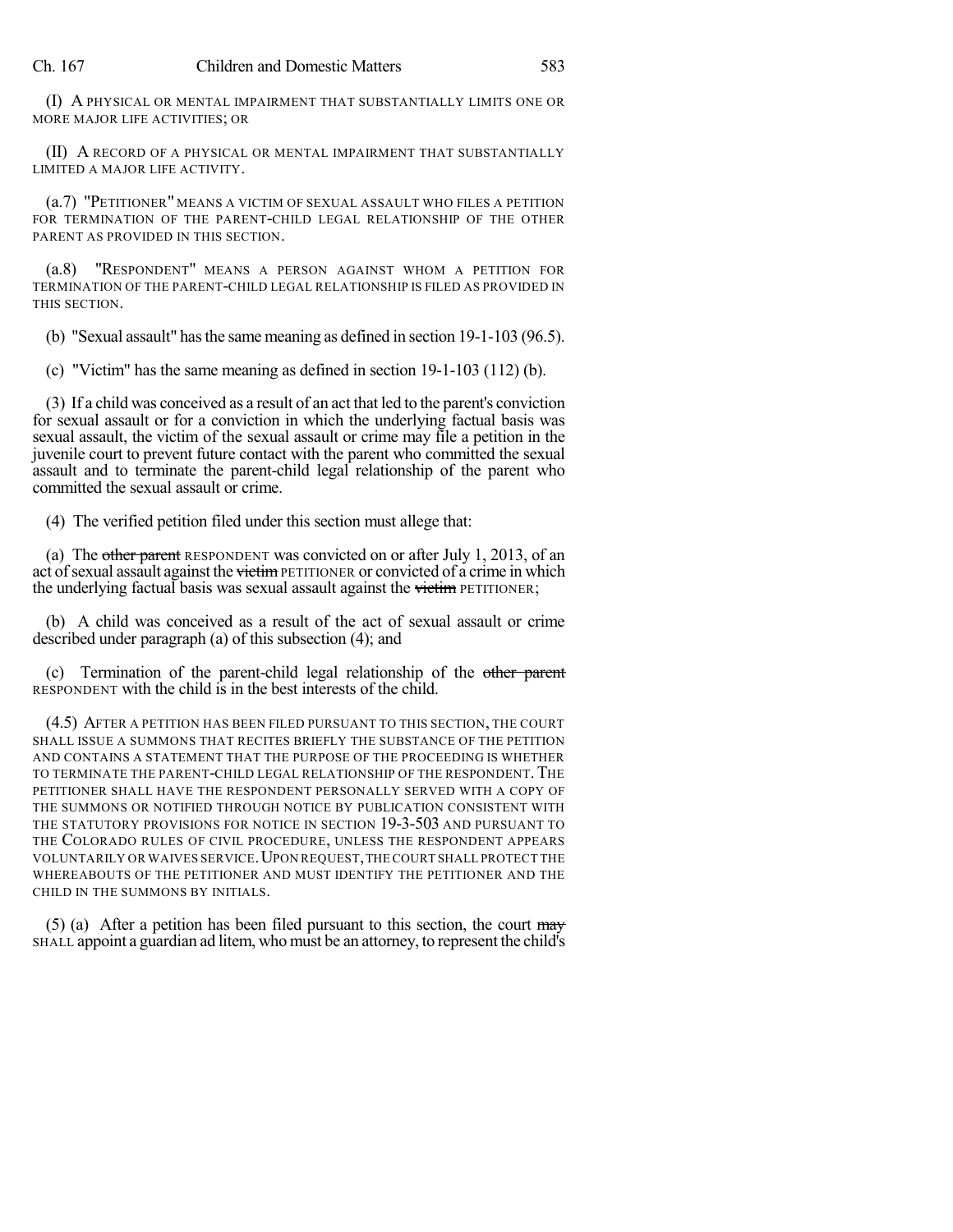(I) A PHYSICAL OR MENTAL IMPAIRMENT THAT SUBSTANTIALLY LIMITS ONE OR MORE MAJOR LIFE ACTIVITIES; OR

(II) A RECORD OF A PHYSICAL OR MENTAL IMPAIRMENT THAT SUBSTANTIALLY LIMITED A MAJOR LIFE ACTIVITY.

(a.7) "PETITIONER" MEANS A VICTIM OF SEXUAL ASSAULT WHO FILES A PETITION FOR TERMINATION OF THE PARENT-CHILD LEGAL RELATIONSHIP OF THE OTHER PARENT AS PROVIDED IN THIS SECTION.

(a.8) "RESPONDENT" MEANS A PERSON AGAINST WHOM A PETITION FOR TERMINATION OF THE PARENT-CHILD LEGAL RELATIONSHIP IS FILED AS PROVIDED IN THIS SECTION.

(b) "Sexual assault" has the same meaning as defined in section 19-1-103 (96.5).

(c) "Victim" has the same meaning as defined in section 19-1-103 (112) (b).

(3) If a child was conceived as a result of an act that led to the parent's conviction for sexual assault or for a conviction in which the underlying factual basis was sexual assault, the victim of the sexual assault or crime may file a petition in the juvenile court to prevent future contact with the parent who committed the sexual assault and to terminate the parent-child legal relationship of the parent who committed the sexual assault or crime.

(4) The verified petition filed under this section must allege that:

(a) The ~~other parent~~ RESPONDENT was convicted on or after July 1, 2013, of an act of sexual assault against the ~~victim~~ PETITIONER or convicted of a crime in which the underlying factual basis was sexual assault against the ~~victim~~ PETITIONER;

(b) A child was conceived as a result of the act of sexual assault or crime described under paragraph (a) of this subsection (4); and

(c) Termination of the parent-child legal relationship of the ~~other parent~~ RESPONDENT with the child is in the best interests of the child.

(4.5) AFTER A PETITION HAS BEEN FILED PURSUANT TO THIS SECTION, THE COURT SHALL ISSUE A SUMMONS THAT RECITES BRIEFLY THE SUBSTANCE OF THE PETITION AND CONTAINS A STATEMENT THAT THE PURPOSE OF THE PROCEEDING IS WHETHER TO TERMINATE THE PARENT-CHILD LEGAL RELATIONSHIP OF THE RESPONDENT. THE PETITIONER SHALL HAVE THE RESPONDENT PERSONALLY SERVED WITH A COPY OF THE SUMMONS OR NOTIFIED THROUGH NOTICE BY PUBLICATION CONSISTENT WITH THE STATUTORY PROVISIONS FOR NOTICE IN SECTION 19-3-503 AND PURSUANT TO THE COLORADO RULES OF CIVIL PROCEDURE, UNLESS THE RESPONDENT APPEARS VOLUNTARILY OR WAIVES SERVICE. UPON REQUEST, THE COURT SHALL PROTECT THE WHEREABOUTS OF THE PETITIONER AND MUST IDENTIFY THE PETITIONER AND THE CHILD IN THE SUMMONS BY INITIALS.

(5) (a) After a petition has been filed pursuant to this section, the court ~~may~~ SHALL appoint a guardian ad litem, who must be an attorney, to represent the child's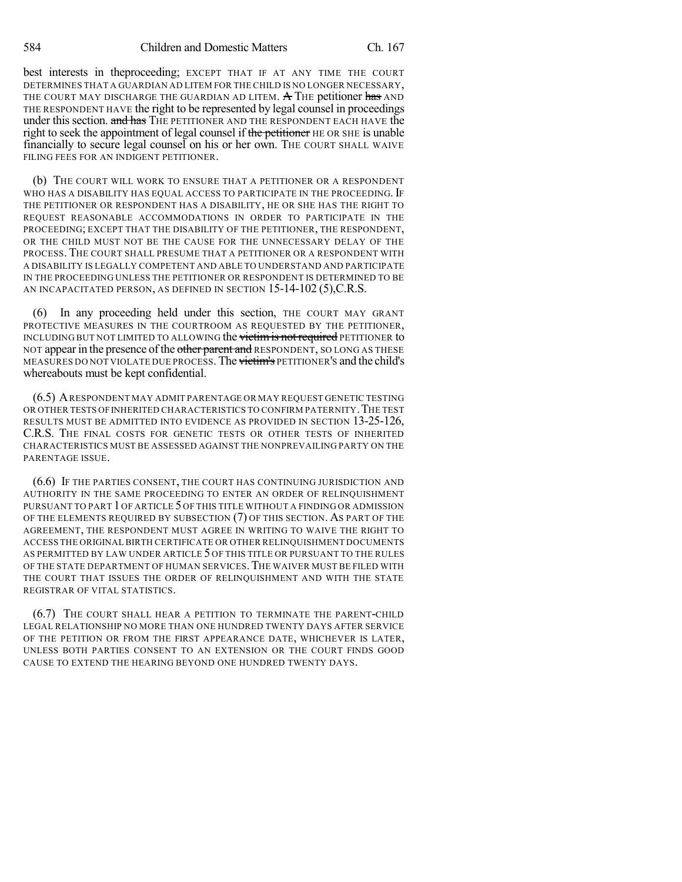best interests in theproceeding; EXCEPT THAT IF AT ANY TIME THE COURT DETERMINES THAT A GUARDIAN AD LITEM FOR THE CHILD IS NO LONGER NECESSARY, THE COURT MAY DISCHARGE THE GUARDIAN AD LITEM. ~~A~~ THE petitioner ~~has~~ AND THE RESPONDENT HAVE the right to be represented by legal counsel in proceedings under this section. ~~and has~~ THE PETITIONER AND THE RESPONDENT EACH HAVE the right to seek the appointment of legal counsel if ~~the petitioner~~ HE OR SHE is unable financially to secure legal counsel on his or her own. THE COURT SHALL WAIVE FILING FEES FOR AN INDIGENT PETITIONER.

(b) THE COURT WILL WORK TO ENSURE THAT A PETITIONER OR A RESPONDENT WHO HAS A DISABILITY HAS EQUAL ACCESS TO PARTICIPATE IN THE PROCEEDING. IF THE PETITIONER OR RESPONDENT HAS A DISABILITY, HE OR SHE HAS THE RIGHT TO REQUEST REASONABLE ACCOMMODATIONS IN ORDER TO PARTICIPATE IN THE PROCEEDING; EXCEPT THAT THE DISABILITY OF THE PETITIONER, THE RESPONDENT, OR THE CHILD MUST NOT BE THE CAUSE FOR THE UNNECESSARY DELAY OF THE PROCESS. THE COURT SHALL PRESUME THAT A PETITIONER OR A RESPONDENT WITH A DISABILITY IS LEGALLY COMPETENT AND ABLE TO UNDERSTAND AND PARTICIPATE IN THE PROCEEDING UNLESS THE PETITIONER OR RESPONDENT IS DETERMINED TO BE AN INCAPACITATED PERSON, AS DEFINED IN SECTION 15-14-102 (5),C.R.S.

(6) In any proceeding held under this section, THE COURT MAY GRANT PROTECTIVE MEASURES IN THE COURTROOM AS REQUESTED BY THE PETITIONER, INCLUDING BUT NOT LIMITED TO ALLOWING the ~~victim is not required~~ PETITIONER to NOT appear in the presence of the ~~other parent and~~ RESPONDENT, SO LONG AS THESE MEASURES DO NOT VIOLATE DUE PROCESS. The ~~victim's~~ PETITIONER'S and the child's whereabouts must be kept confidential.

(6.5) A RESPONDENT MAY ADMIT PARENTAGE OR MAY REQUEST GENETIC TESTING OR OTHER TESTS OF INHERITED CHARACTERISTICS TO CONFIRM PATERNITY. THE TEST RESULTS MUST BE ADMITTED INTO EVIDENCE AS PROVIDED IN SECTION 13-25-126, C.R.S. THE FINAL COSTS FOR GENETIC TESTS OR OTHER TESTS OF INHERITED CHARACTERISTICS MUST BE ASSESSED AGAINST THE NONPREVAILING PARTY ON THE PARENTAGE ISSUE.

(6.6) IF THE PARTIES CONSENT, THE COURT HAS CONTINUING JURISDICTION AND AUTHORITY IN THE SAME PROCEEDING TO ENTER AN ORDER OF RELINQUISHMENT PURSUANT TO PART 1 OF ARTICLE 5 OF THIS TITLE WITHOUT A FINDING OR ADMISSION OF THE ELEMENTS REQUIRED BY SUBSECTION (7) OF THIS SECTION. AS PART OF THE AGREEMENT, THE RESPONDENT MUST AGREE IN WRITING TO WAIVE THE RIGHT TO ACCESS THE ORIGINAL BIRTH CERTIFICATE OR OTHER RELINQUISHMENT DOCUMENTS AS PERMITTED BY LAW UNDER ARTICLE 5 OF THIS TITLE OR PURSUANT TO THE RULES OF THE STATE DEPARTMENT OF HUMAN SERVICES. THE WAIVER MUST BE FILED WITH THE COURT THAT ISSUES THE ORDER OF RELINQUISHMENT AND WITH THE STATE REGISTRAR OF VITAL STATISTICS.

(6.7) THE COURT SHALL HEAR A PETITION TO TERMINATE THE PARENT-CHILD LEGAL RELATIONSHIP NO MORE THAN ONE HUNDRED TWENTY DAYS AFTER SERVICE OF THE PETITION OR FROM THE FIRST APPEARANCE DATE, WHICHEVER IS LATER, UNLESS BOTH PARTIES CONSENT TO AN EXTENSION OR THE COURT FINDS GOOD CAUSE TO EXTEND THE HEARING BEYOND ONE HUNDRED TWENTY DAYS.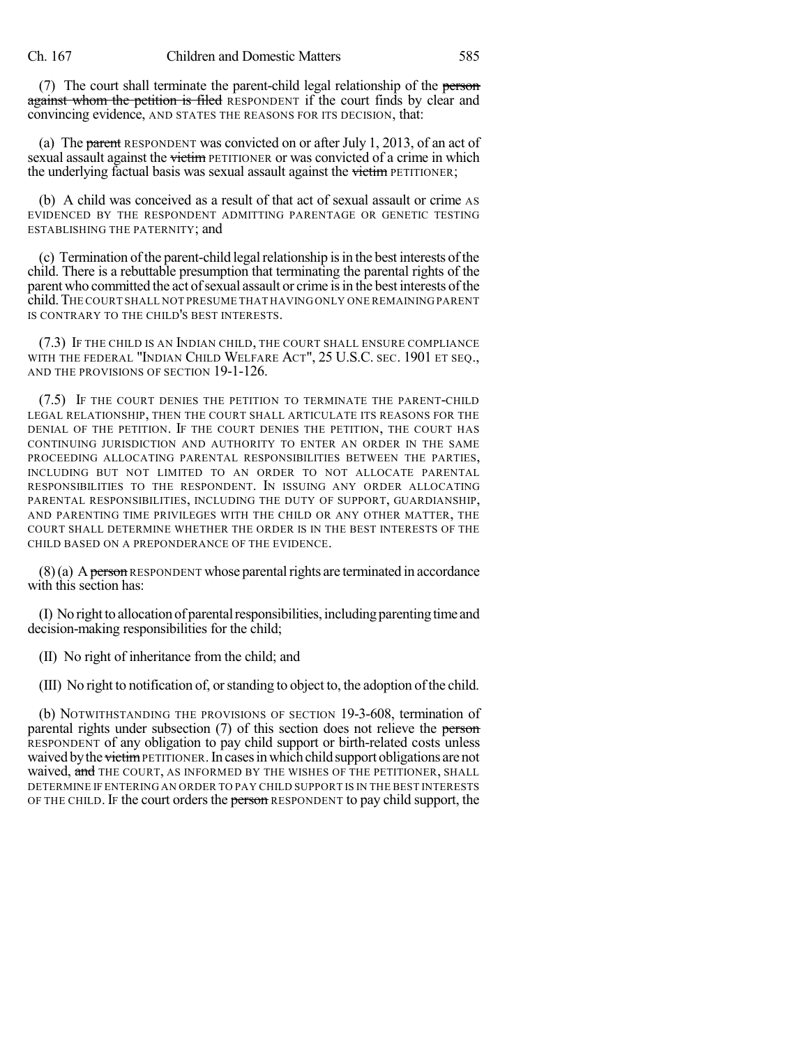(7) The court shall terminate the parent-child legal relationship of the ~~person against whom the petition is filed~~ RESPONDENT if the court finds by clear and convincing evidence, AND STATES THE REASONS FOR ITS DECISION, that:

(a) The ~~parent~~ RESPONDENT was convicted on or after July 1, 2013, of an act of sexual assault against the ~~victim~~ PETITIONER or was convicted of a crime in which the underlying factual basis was sexual assault against the ~~victim~~ PETITIONER;

(b) A child was conceived as a result of that act of sexual assault or crime AS EVIDENCED BY THE RESPONDENT ADMITTING PARENTAGE OR GENETIC TESTING ESTABLISHING THE PATERNITY; and

(c) Termination of the parent-child legal relationship is in the best interests of the child. There is a rebuttable presumption that terminating the parental rights of the parent who committed the act of sexual assault or crime is in the best interests of the child. THE COURT SHALL NOT PRESUME THAT HAVING ONLY ONE REMAINING PARENT IS CONTRARY TO THE CHILD'S BEST INTERESTS.

(7.3) IF THE CHILD IS AN INDIAN CHILD, THE COURT SHALL ENSURE COMPLIANCE WITH THE FEDERAL "INDIAN CHILD WELFARE ACT", 25 U.S.C. SEC. 1901 ET SEQ., AND THE PROVISIONS OF SECTION 19-1-126.

(7.5) IF THE COURT DENIES THE PETITION TO TERMINATE THE PARENT-CHILD LEGAL RELATIONSHIP, THEN THE COURT SHALL ARTICULATE ITS REASONS FOR THE DENIAL OF THE PETITION. IF THE COURT DENIES THE PETITION, THE COURT HAS CONTINUING JURISDICTION AND AUTHORITY TO ENTER AN ORDER IN THE SAME PROCEEDING ALLOCATING PARENTAL RESPONSIBILITIES BETWEEN THE PARTIES, INCLUDING BUT NOT LIMITED TO AN ORDER TO NOT ALLOCATE PARENTAL RESPONSIBILITIES TO THE RESPONDENT. IN ISSUING ANY ORDER ALLOCATING PARENTAL RESPONSIBILITIES, INCLUDING THE DUTY OF SUPPORT, GUARDIANSHIP, AND PARENTING TIME PRIVILEGES WITH THE CHILD OR ANY OTHER MATTER, THE COURT SHALL DETERMINE WHETHER THE ORDER IS IN THE BEST INTERESTS OF THE CHILD BASED ON A PREPONDERANCE OF THE EVIDENCE.

(8) (a) A ~~person~~ RESPONDENT whose parental rights are terminated in accordance with this section has:

(I) No right to allocation of parental responsibilities, including parenting time and decision-making responsibilities for the child;

(II) No right of inheritance from the child; and

(III) No right to notification of, or standing to object to, the adoption of the child.

(b) NOTWITHSTANDING THE PROVISIONS OF SECTION 19-3-608, termination of parental rights under subsection (7) of this section does not relieve the ~~person~~ RESPONDENT of any obligation to pay child support or birth-related costs unless waived by the ~~victim~~ PETITIONER. In cases in which child support obligations are not waived, ~~and~~ THE COURT, AS INFORMED BY THE WISHES OF THE PETITIONER, SHALL DETERMINE IF ENTERING AN ORDER TO PAY CHILD SUPPORT IS IN THE BEST INTERESTS OF THE CHILD. IF the court orders the ~~person~~ RESPONDENT to pay child support, the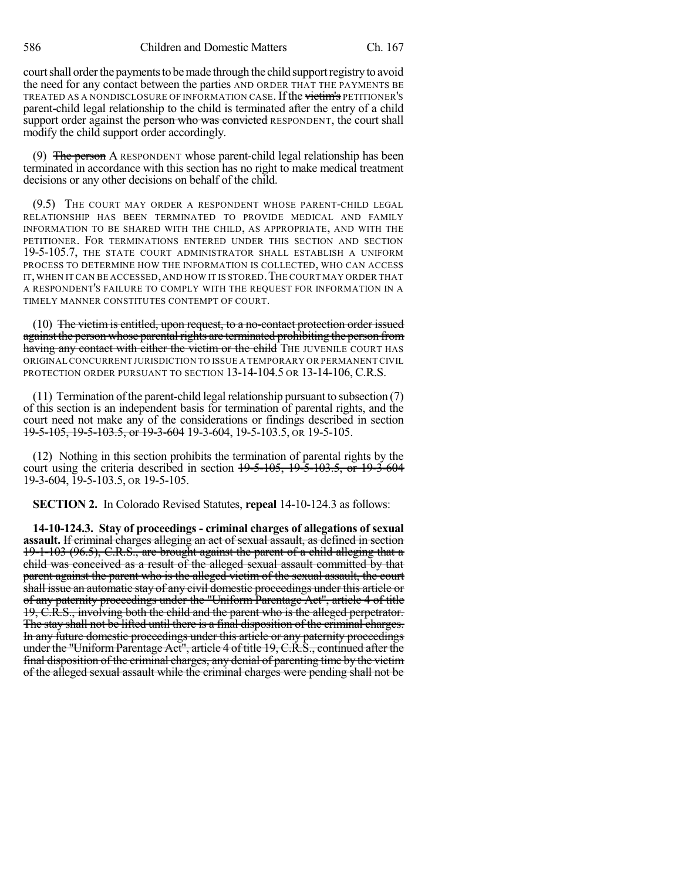court shall order the payments to be made through the child support registry to avoid the need for any contact between the parties AND ORDER THAT THE PAYMENTS BE TREATED AS A NONDISCLOSURE OF INFORMATION CASE. If the ~~victim's~~ PETITIONER'S parent-child legal relationship to the child is terminated after the entry of a child support order against the ~~person who was convicted~~ RESPONDENT, the court shall modify the child support order accordingly.

(9) ~~The person~~ A RESPONDENT whose parent-child legal relationship has been terminated in accordance with this section has no right to make medical treatment decisions or any other decisions on behalf of the child.

(9.5) THE COURT MAY ORDER A RESPONDENT WHOSE PARENT-CHILD LEGAL RELATIONSHIP HAS BEEN TERMINATED TO PROVIDE MEDICAL AND FAMILY INFORMATION TO BE SHARED WITH THE CHILD, AS APPROPRIATE, AND WITH THE PETITIONER. FOR TERMINATIONS ENTERED UNDER THIS SECTION AND SECTION 19-5-105.7, THE STATE COURT ADMINISTRATOR SHALL ESTABLISH A UNIFORM PROCESS TO DETERMINE HOW THE INFORMATION IS COLLECTED, WHO CAN ACCESS IT, WHEN IT CAN BE ACCESSED, AND HOW IT IS STORED. THE COURT MAY ORDER THAT A RESPONDENT'S FAILURE TO COMPLY WITH THE REQUEST FOR INFORMATION IN A TIMELY MANNER CONSTITUTES CONTEMPT OF COURT.

(10) ~~The victim is entitled, upon request, to a no-contact protection order issued against the person whose parental rights are terminated prohibiting the person from having any contact with either the victim or the child~~ THE JUVENILE COURT HAS ORIGINAL CONCURRENT JURISDICTION TO ISSUE A TEMPORARY OR PERMANENT CIVIL PROTECTION ORDER PURSUANT TO SECTION 13-14-104.5 OR 13-14-106, C.R.S.

(11) Termination of the parent-child legal relationship pursuant to subsection (7) of this section is an independent basis for termination of parental rights, and the court need not make any of the considerations or findings described in section ~~19-5-105, 19-5-103.5, or 19-3-604~~ 19-3-604, 19-5-103.5, OR 19-5-105.

(12) Nothing in this section prohibits the termination of parental rights by the court using the criteria described in section ~~19-5-105, 19-5-103.5, or 19-3-604~~ 19-3-604, 19-5-103.5, OR 19-5-105.

**SECTION 2.** In Colorado Revised Statutes, **repeal** 14-10-124.3 as follows:

**14-10-124.3. Stay of proceedings - criminal charges of allegations of sexual assault.** ~~If criminal charges alleging an act of sexual assault, as defined in section 19-1-103 (96.5), C.R.S., are brought against the parent of a child alleging that a child was conceived as a result of the alleged sexual assault committed by that parent against the parent who is the alleged victim of the sexual assault, the court shall issue an automatic stay of any civil domestic proceedings under this article or of any paternity proceedings under the "Uniform Parentage Act", article 4 of title 19, C.R.S., involving both the child and the parent who is the alleged perpetrator. The stay shall not be lifted until there is a final disposition of the criminal charges. In any future domestic proceedings under this article or any paternity proceedings under the "Uniform Parentage Act", article 4 of title 19, C.R.S., continued after the final disposition of the criminal charges, any denial of parenting time by the victim of the alleged sexual assault while the criminal charges were pending shall not be~~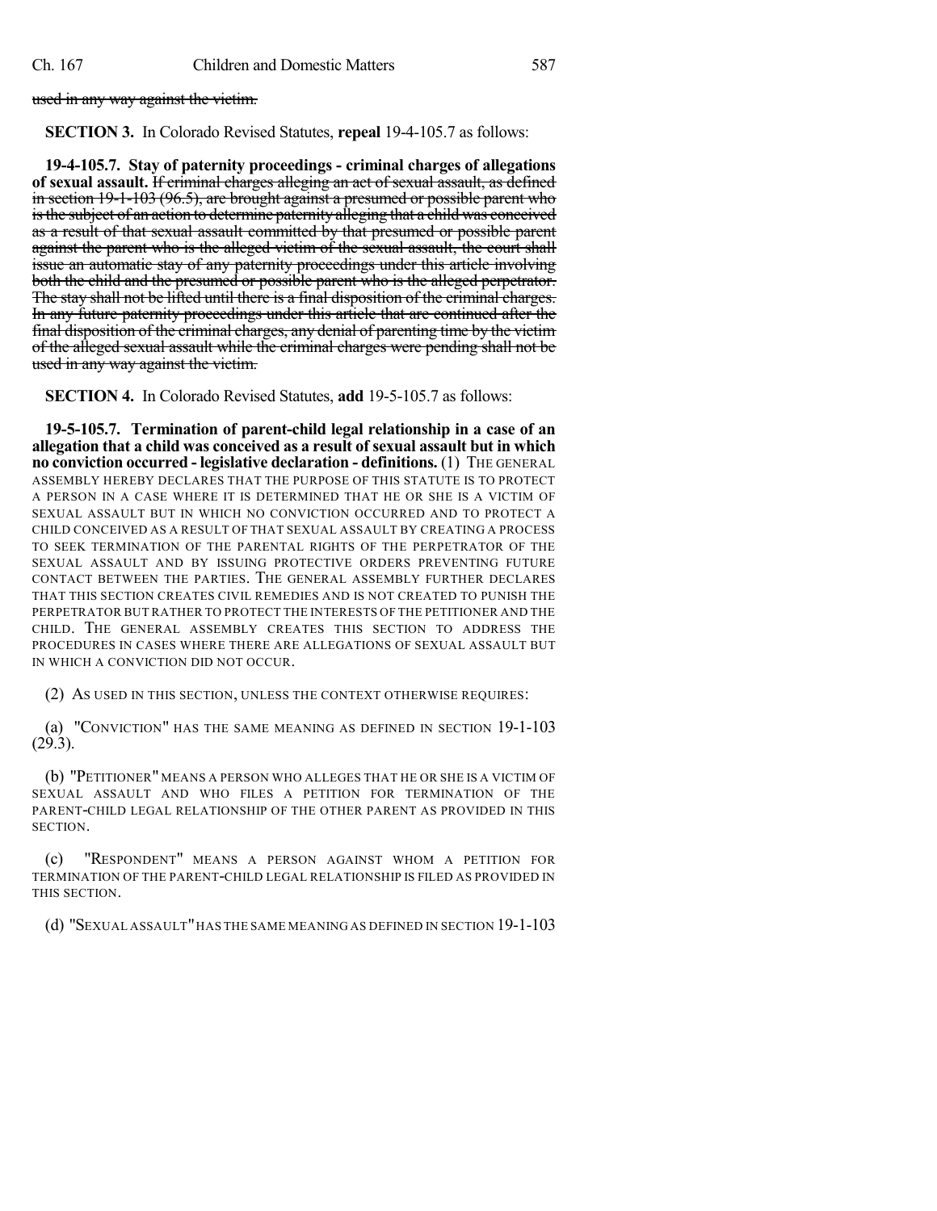~~used in any way against the victim.~~

**SECTION 3.** In Colorado Revised Statutes, **repeal** 19-4-105.7 as follows:

**19-4-105.7. Stay of paternity proceedings - criminal charges of allegations of sexual assault.** ~~If criminal charges alleging an act of sexual assault, as defined in section 19-1-103 (96.5), are brought against a presumed or possible parent who is the subject of an action to determine paternity alleging that a child was conceived as a result of that sexual assault committed by that presumed or possible parent against the parent who is the alleged victim of the sexual assault, the court shall issue an automatic stay of any paternity proceedings under this article involving both the child and the presumed or possible parent who is the alleged perpetrator. The stay shall not be lifted until there is a final disposition of the criminal charges. In any future paternity proceedings under this article that are continued after the final disposition of the criminal charges, any denial of parenting time by the victim of the alleged sexual assault while the criminal charges were pending shall not be used in any way against the victim.~~

**SECTION 4.** In Colorado Revised Statutes, **add** 19-5-105.7 as follows:

**19-5-105.7. Termination of parent-child legal relationship in a case of an allegation that a child was conceived as a result of sexual assault but in which no conviction occurred - legislative declaration - definitions.** (1) THE GENERAL ASSEMBLY HEREBY DECLARES THAT THE PURPOSE OF THIS STATUTE IS TO PROTECT A PERSON IN A CASE WHERE IT IS DETERMINED THAT HE OR SHE IS A VICTIM OF SEXUAL ASSAULT BUT IN WHICH NO CONVICTION OCCURRED AND TO PROTECT A CHILD CONCEIVED AS A RESULT OF THAT SEXUAL ASSAULT BY CREATING A PROCESS TO SEEK TERMINATION OF THE PARENTAL RIGHTS OF THE PERPETRATOR OF THE SEXUAL ASSAULT AND BY ISSUING PROTECTIVE ORDERS PREVENTING FUTURE CONTACT BETWEEN THE PARTIES. THE GENERAL ASSEMBLY FURTHER DECLARES THAT THIS SECTION CREATES CIVIL REMEDIES AND IS NOT CREATED TO PUNISH THE PERPETRATOR BUT RATHER TO PROTECT THE INTERESTS OF THE PETITIONER AND THE CHILD. THE GENERAL ASSEMBLY CREATES THIS SECTION TO ADDRESS THE PROCEDURES IN CASES WHERE THERE ARE ALLEGATIONS OF SEXUAL ASSAULT BUT IN WHICH A CONVICTION DID NOT OCCUR.

(2) AS USED IN THIS SECTION, UNLESS THE CONTEXT OTHERWISE REQUIRES:

(a) "CONVICTION" HAS THE SAME MEANING AS DEFINED IN SECTION 19-1-103 (29.3).

(b) "PETITIONER" MEANS A PERSON WHO ALLEGES THAT HE OR SHE IS A VICTIM OF SEXUAL ASSAULT AND WHO FILES A PETITION FOR TERMINATION OF THE PARENT-CHILD LEGAL RELATIONSHIP OF THE OTHER PARENT AS PROVIDED IN THIS SECTION.

(c) "RESPONDENT" MEANS A PERSON AGAINST WHOM A PETITION FOR TERMINATION OF THE PARENT-CHILD LEGAL RELATIONSHIP IS FILED AS PROVIDED IN THIS SECTION.

(d) "SEXUAL ASSAULT" HAS THE SAME MEANING AS DEFINED IN SECTION 19-1-103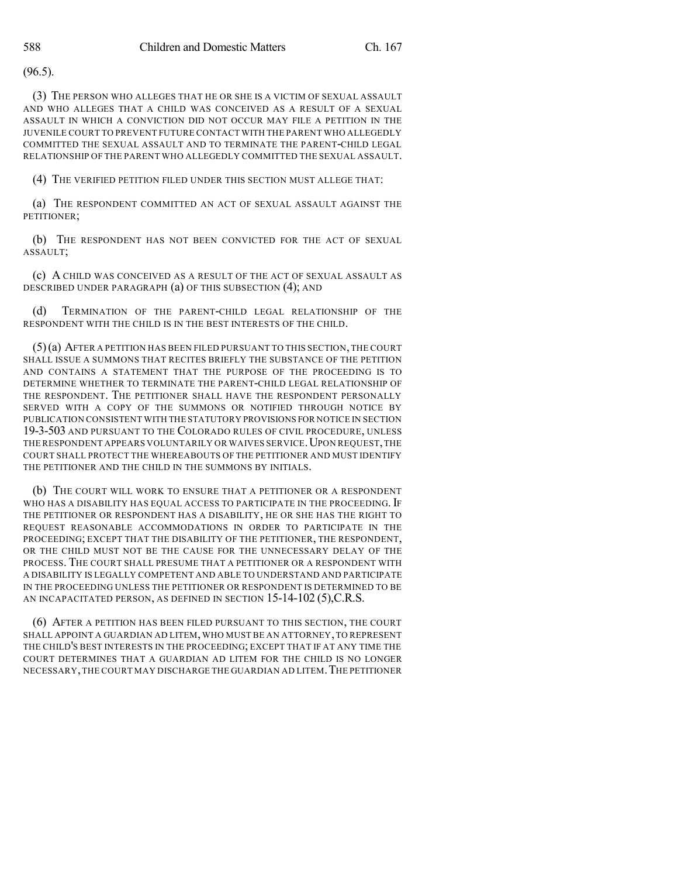(96.5).

(3) THE PERSON WHO ALLEGES THAT HE OR SHE IS A VICTIM OF SEXUAL ASSAULT AND WHO ALLEGES THAT A CHILD WAS CONCEIVED AS A RESULT OF A SEXUAL ASSAULT IN WHICH A CONVICTION DID NOT OCCUR MAY FILE A PETITION IN THE JUVENILE COURT TO PREVENT FUTURE CONTACT WITH THE PARENT WHO ALLEGEDLY COMMITTED THE SEXUAL ASSAULT AND TO TERMINATE THE PARENT-CHILD LEGAL RELATIONSHIP OF THE PARENT WHO ALLEGEDLY COMMITTED THE SEXUAL ASSAULT.

(4) THE VERIFIED PETITION FILED UNDER THIS SECTION MUST ALLEGE THAT:

(a) THE RESPONDENT COMMITTED AN ACT OF SEXUAL ASSAULT AGAINST THE PETITIONER;

(b) THE RESPONDENT HAS NOT BEEN CONVICTED FOR THE ACT OF SEXUAL ASSAULT;

(c) A CHILD WAS CONCEIVED AS A RESULT OF THE ACT OF SEXUAL ASSAULT AS DESCRIBED UNDER PARAGRAPH (a) OF THIS SUBSECTION (4); AND

(d) TERMINATION OF THE PARENT-CHILD LEGAL RELATIONSHIP OF THE RESPONDENT WITH THE CHILD IS IN THE BEST INTERESTS OF THE CHILD.

(5) (a) AFTER A PETITION HAS BEEN FILED PURSUANT TO THIS SECTION, THE COURT SHALL ISSUE A SUMMONS THAT RECITES BRIEFLY THE SUBSTANCE OF THE PETITION AND CONTAINS A STATEMENT THAT THE PURPOSE OF THE PROCEEDING IS TO DETERMINE WHETHER TO TERMINATE THE PARENT-CHILD LEGAL RELATIONSHIP OF THE RESPONDENT. THE PETITIONER SHALL HAVE THE RESPONDENT PERSONALLY SERVED WITH A COPY OF THE SUMMONS OR NOTIFIED THROUGH NOTICE BY PUBLICATION CONSISTENT WITH THE STATUTORY PROVISIONS FOR NOTICE IN SECTION 19-3-503 AND PURSUANT TO THE COLORADO RULES OF CIVIL PROCEDURE, UNLESS THE RESPONDENT APPEARS VOLUNTARILY OR WAIVES SERVICE. UPON REQUEST, THE COURT SHALL PROTECT THE WHEREABOUTS OF THE PETITIONER AND MUST IDENTIFY THE PETITIONER AND THE CHILD IN THE SUMMONS BY INITIALS.

(b) THE COURT WILL WORK TO ENSURE THAT A PETITIONER OR A RESPONDENT WHO HAS A DISABILITY HAS EQUAL ACCESS TO PARTICIPATE IN THE PROCEEDING. IF THE PETITIONER OR RESPONDENT HAS A DISABILITY, HE OR SHE HAS THE RIGHT TO REQUEST REASONABLE ACCOMMODATIONS IN ORDER TO PARTICIPATE IN THE PROCEEDING; EXCEPT THAT THE DISABILITY OF THE PETITIONER, THE RESPONDENT, OR THE CHILD MUST NOT BE THE CAUSE FOR THE UNNECESSARY DELAY OF THE PROCESS. THE COURT SHALL PRESUME THAT A PETITIONER OR A RESPONDENT WITH A DISABILITY IS LEGALLY COMPETENT AND ABLE TO UNDERSTAND AND PARTICIPATE IN THE PROCEEDING UNLESS THE PETITIONER OR RESPONDENT IS DETERMINED TO BE AN INCAPACITATED PERSON, AS DEFINED IN SECTION 15-14-102 (5), C.R.S.

(6) AFTER A PETITION HAS BEEN FILED PURSUANT TO THIS SECTION, THE COURT SHALL APPOINT A GUARDIAN AD LITEM, WHO MUST BE AN ATTORNEY, TO REPRESENT THE CHILD'S BEST INTERESTS IN THE PROCEEDING; EXCEPT THAT IF AT ANY TIME THE COURT DETERMINES THAT A GUARDIAN AD LITEM FOR THE CHILD IS NO LONGER NECESSARY, THE COURT MAY DISCHARGE THE GUARDIAN AD LITEM. THE PETITIONER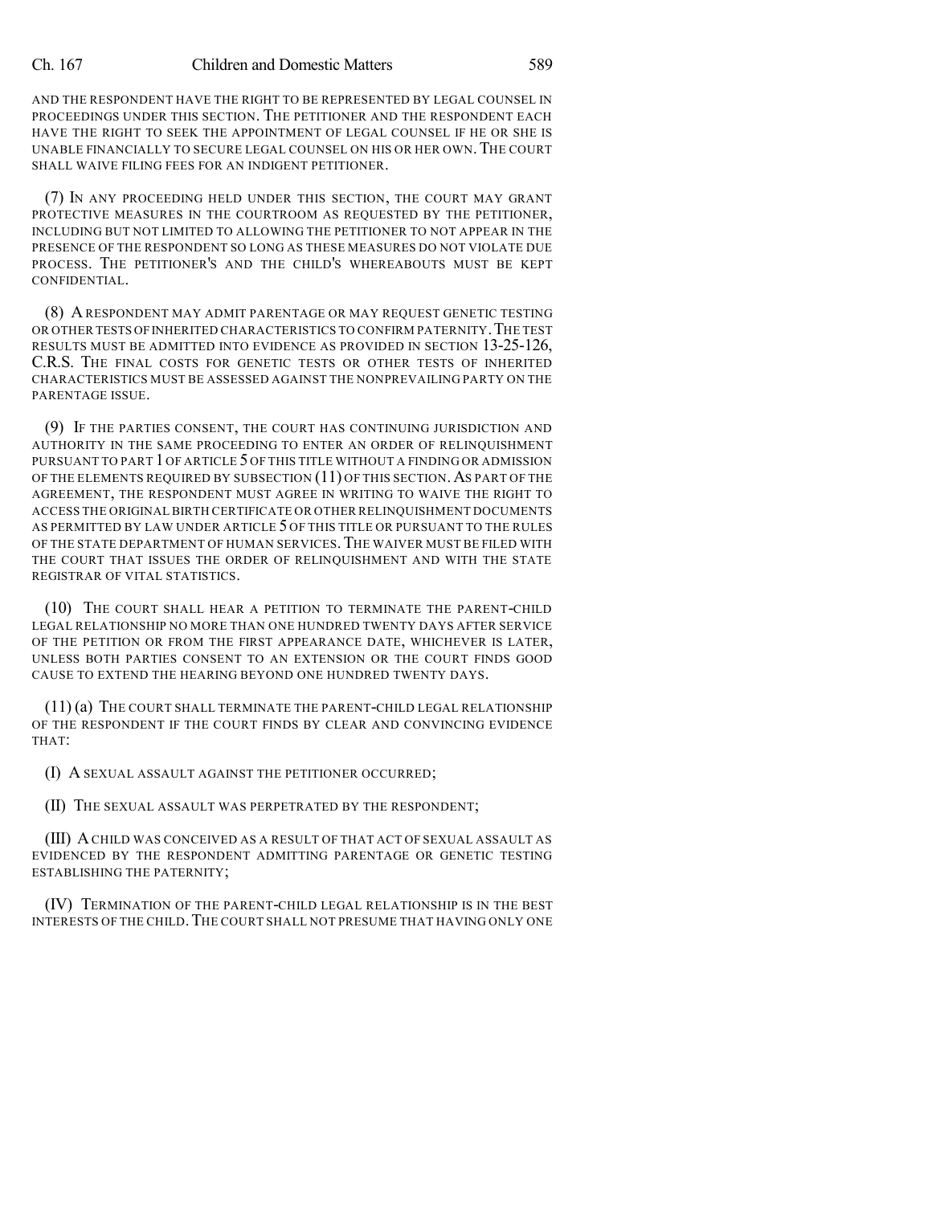AND THE RESPONDENT HAVE THE RIGHT TO BE REPRESENTED BY LEGAL COUNSEL IN PROCEEDINGS UNDER THIS SECTION. THE PETITIONER AND THE RESPONDENT EACH HAVE THE RIGHT TO SEEK THE APPOINTMENT OF LEGAL COUNSEL IF HE OR SHE IS UNABLE FINANCIALLY TO SECURE LEGAL COUNSEL ON HIS OR HER OWN. THE COURT SHALL WAIVE FILING FEES FOR AN INDIGENT PETITIONER.

(7) IN ANY PROCEEDING HELD UNDER THIS SECTION, THE COURT MAY GRANT PROTECTIVE MEASURES IN THE COURTROOM AS REQUESTED BY THE PETITIONER, INCLUDING BUT NOT LIMITED TO ALLOWING THE PETITIONER TO NOT APPEAR IN THE PRESENCE OF THE RESPONDENT SO LONG AS THESE MEASURES DO NOT VIOLATE DUE PROCESS. THE PETITIONER'S AND THE CHILD'S WHEREABOUTS MUST BE KEPT CONFIDENTIAL.

(8) A RESPONDENT MAY ADMIT PARENTAGE OR MAY REQUEST GENETIC TESTING OR OTHER TESTS OF INHERITED CHARACTERISTICS TO CONFIRM PATERNITY. THE TEST RESULTS MUST BE ADMITTED INTO EVIDENCE AS PROVIDED IN SECTION 13-25-126, C.R.S. THE FINAL COSTS FOR GENETIC TESTS OR OTHER TESTS OF INHERITED CHARACTERISTICS MUST BE ASSESSED AGAINST THE NONPREVAILING PARTY ON THE PARENTAGE ISSUE.

(9) IF THE PARTIES CONSENT, THE COURT HAS CONTINUING JURISDICTION AND AUTHORITY IN THE SAME PROCEEDING TO ENTER AN ORDER OF RELINQUISHMENT PURSUANT TO PART 1 OF ARTICLE 5 OF THIS TITLE WITHOUT A FINDING OR ADMISSION OF THE ELEMENTS REQUIRED BY SUBSECTION (11) OF THIS SECTION. AS PART OF THE AGREEMENT, THE RESPONDENT MUST AGREE IN WRITING TO WAIVE THE RIGHT TO ACCESS THE ORIGINAL BIRTH CERTIFICATE OR OTHER RELINQUISHMENT DOCUMENTS AS PERMITTED BY LAW UNDER ARTICLE 5 OF THIS TITLE OR PURSUANT TO THE RULES OF THE STATE DEPARTMENT OF HUMAN SERVICES. THE WAIVER MUST BE FILED WITH THE COURT THAT ISSUES THE ORDER OF RELINQUISHMENT AND WITH THE STATE REGISTRAR OF VITAL STATISTICS.

(10) THE COURT SHALL HEAR A PETITION TO TERMINATE THE PARENT-CHILD LEGAL RELATIONSHIP NO MORE THAN ONE HUNDRED TWENTY DAYS AFTER SERVICE OF THE PETITION OR FROM THE FIRST APPEARANCE DATE, WHICHEVER IS LATER, UNLESS BOTH PARTIES CONSENT TO AN EXTENSION OR THE COURT FINDS GOOD CAUSE TO EXTEND THE HEARING BEYOND ONE HUNDRED TWENTY DAYS.

(11) (a) THE COURT SHALL TERMINATE THE PARENT-CHILD LEGAL RELATIONSHIP OF THE RESPONDENT IF THE COURT FINDS BY CLEAR AND CONVINCING EVIDENCE THAT:

(I) A SEXUAL ASSAULT AGAINST THE PETITIONER OCCURRED;

(II) THE SEXUAL ASSAULT WAS PERPETRATED BY THE RESPONDENT;

(III) A CHILD WAS CONCEIVED AS A RESULT OF THAT ACT OF SEXUAL ASSAULT AS EVIDENCED BY THE RESPONDENT ADMITTING PARENTAGE OR GENETIC TESTING ESTABLISHING THE PATERNITY;

(IV) TERMINATION OF THE PARENT-CHILD LEGAL RELATIONSHIP IS IN THE BEST INTERESTS OF THE CHILD. THE COURT SHALL NOT PRESUME THAT HAVING ONLY ONE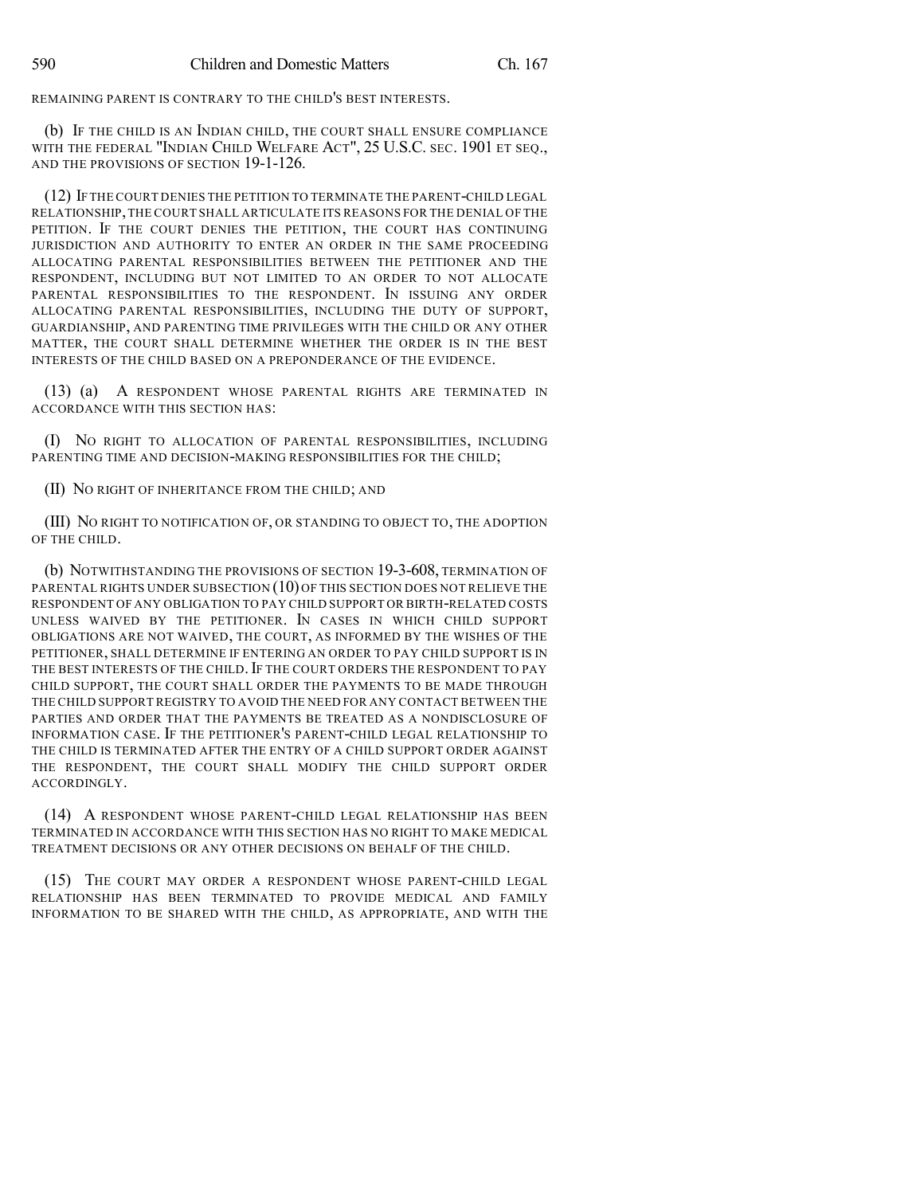REMAINING PARENT IS CONTRARY TO THE CHILD'S BEST INTERESTS.

(b) IF THE CHILD IS AN INDIAN CHILD, THE COURT SHALL ENSURE COMPLIANCE WITH THE FEDERAL "INDIAN CHILD WELFARE ACT", 25 U.S.C. SEC. 1901 ET SEQ., AND THE PROVISIONS OF SECTION 19-1-126.

(12) IF THE COURT DENIES THE PETITION TO TERMINATE THE PARENT-CHILD LEGAL RELATIONSHIP, THE COURT SHALL ARTICULATE ITS REASONS FOR THE DENIAL OF THE PETITION. IF THE COURT DENIES THE PETITION, THE COURT HAS CONTINUING JURISDICTION AND AUTHORITY TO ENTER AN ORDER IN THE SAME PROCEEDING ALLOCATING PARENTAL RESPONSIBILITIES BETWEEN THE PETITIONER AND THE RESPONDENT, INCLUDING BUT NOT LIMITED TO AN ORDER TO NOT ALLOCATE PARENTAL RESPONSIBILITIES TO THE RESPONDENT. IN ISSUING ANY ORDER ALLOCATING PARENTAL RESPONSIBILITIES, INCLUDING THE DUTY OF SUPPORT, GUARDIANSHIP, AND PARENTING TIME PRIVILEGES WITH THE CHILD OR ANY OTHER MATTER, THE COURT SHALL DETERMINE WHETHER THE ORDER IS IN THE BEST INTERESTS OF THE CHILD BASED ON A PREPONDERANCE OF THE EVIDENCE.

(13) (a) A RESPONDENT WHOSE PARENTAL RIGHTS ARE TERMINATED IN ACCORDANCE WITH THIS SECTION HAS:

(I) NO RIGHT TO ALLOCATION OF PARENTAL RESPONSIBILITIES, INCLUDING PARENTING TIME AND DECISION-MAKING RESPONSIBILITIES FOR THE CHILD;

(II) NO RIGHT OF INHERITANCE FROM THE CHILD; AND

(III) NO RIGHT TO NOTIFICATION OF, OR STANDING TO OBJECT TO, THE ADOPTION OF THE CHILD.

(b) NOTWITHSTANDING THE PROVISIONS OF SECTION 19-3-608, TERMINATION OF PARENTAL RIGHTS UNDER SUBSECTION (10) OF THIS SECTION DOES NOT RELIEVE THE RESPONDENT OF ANY OBLIGATION TO PAY CHILD SUPPORT OR BIRTH-RELATED COSTS UNLESS WAIVED BY THE PETITIONER. IN CASES IN WHICH CHILD SUPPORT OBLIGATIONS ARE NOT WAIVED, THE COURT, AS INFORMED BY THE WISHES OF THE PETITIONER, SHALL DETERMINE IF ENTERING AN ORDER TO PAY CHILD SUPPORT IS IN THE BEST INTERESTS OF THE CHILD. IF THE COURT ORDERS THE RESPONDENT TO PAY CHILD SUPPORT, THE COURT SHALL ORDER THE PAYMENTS TO BE MADE THROUGH THE CHILD SUPPORT REGISTRY TO AVOID THE NEED FOR ANY CONTACT BETWEEN THE PARTIES AND ORDER THAT THE PAYMENTS BE TREATED AS A NONDISCLOSURE OF INFORMATION CASE. IF THE PETITIONER'S PARENT-CHILD LEGAL RELATIONSHIP TO THE CHILD IS TERMINATED AFTER THE ENTRY OF A CHILD SUPPORT ORDER AGAINST THE RESPONDENT, THE COURT SHALL MODIFY THE CHILD SUPPORT ORDER ACCORDINGLY.

(14) A RESPONDENT WHOSE PARENT-CHILD LEGAL RELATIONSHIP HAS BEEN TERMINATED IN ACCORDANCE WITH THIS SECTION HAS NO RIGHT TO MAKE MEDICAL TREATMENT DECISIONS OR ANY OTHER DECISIONS ON BEHALF OF THE CHILD.

(15) THE COURT MAY ORDER A RESPONDENT WHOSE PARENT-CHILD LEGAL RELATIONSHIP HAS BEEN TERMINATED TO PROVIDE MEDICAL AND FAMILY INFORMATION TO BE SHARED WITH THE CHILD, AS APPROPRIATE, AND WITH THE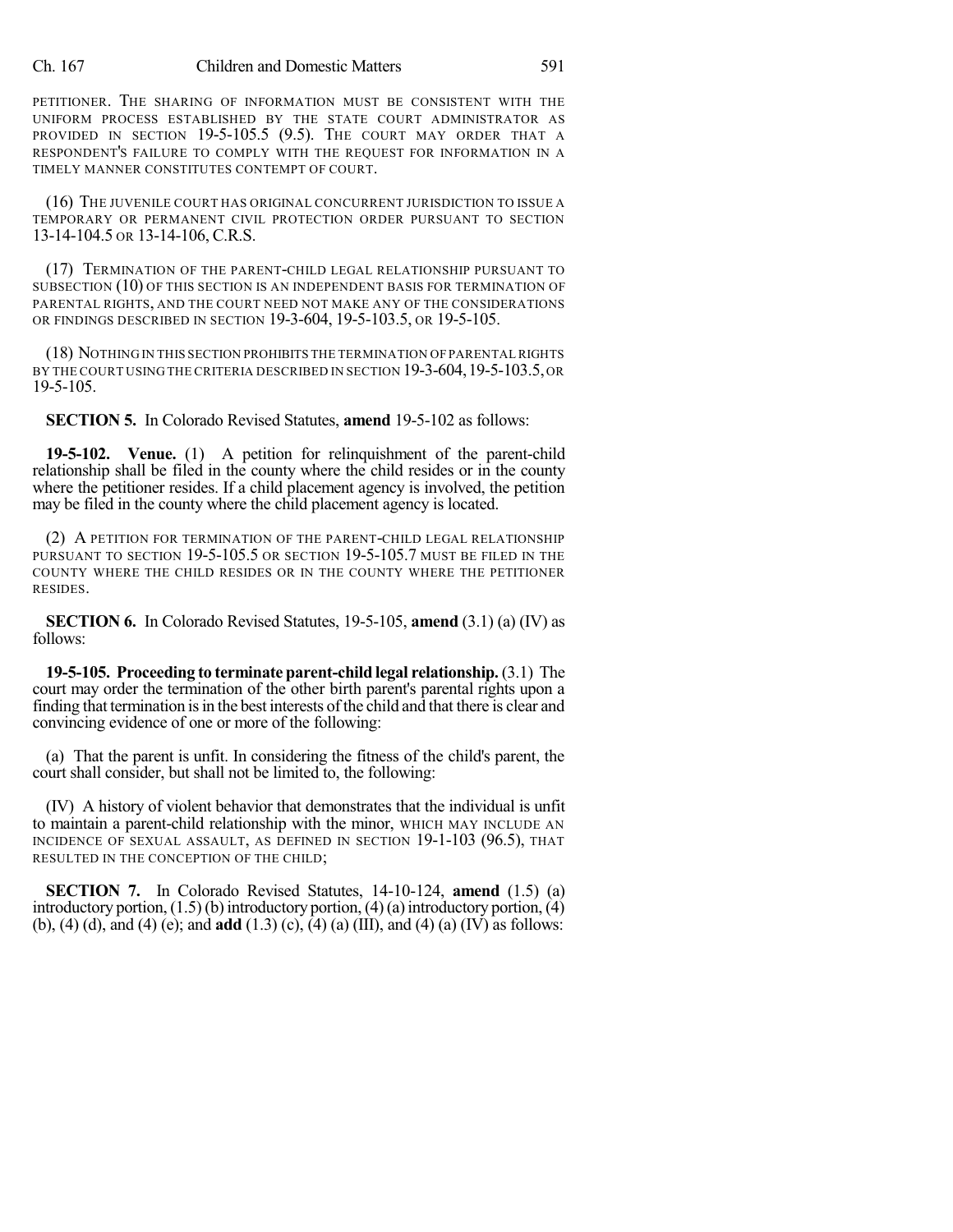PETITIONER. THE SHARING OF INFORMATION MUST BE CONSISTENT WITH THE UNIFORM PROCESS ESTABLISHED BY THE STATE COURT ADMINISTRATOR AS PROVIDED IN SECTION 19-5-105.5 (9.5). THE COURT MAY ORDER THAT A RESPONDENT'S FAILURE TO COMPLY WITH THE REQUEST FOR INFORMATION IN A TIMELY MANNER CONSTITUTES CONTEMPT OF COURT.

(16) THE JUVENILE COURT HAS ORIGINAL CONCURRENT JURISDICTION TO ISSUE A TEMPORARY OR PERMANENT CIVIL PROTECTION ORDER PURSUANT TO SECTION 13-14-104.5 OR 13-14-106, C.R.S.

(17) TERMINATION OF THE PARENT-CHILD LEGAL RELATIONSHIP PURSUANT TO SUBSECTION (10) OF THIS SECTION IS AN INDEPENDENT BASIS FOR TERMINATION OF PARENTAL RIGHTS, AND THE COURT NEED NOT MAKE ANY OF THE CONSIDERATIONS OR FINDINGS DESCRIBED IN SECTION 19-3-604, 19-5-103.5, OR 19-5-105.

(18) NOTHING IN THIS SECTION PROHIBITS THE TERMINATION OF PARENTAL RIGHTS BY THE COURT USING THE CRITERIA DESCRIBED IN SECTION 19-3-604, 19-5-103.5, OR 19-5-105.

**SECTION 5.** In Colorado Revised Statutes, **amend** 19-5-102 as follows:

**19-5-102. Venue.** (1) A petition for relinquishment of the parent-child relationship shall be filed in the county where the child resides or in the county where the petitioner resides. If a child placement agency is involved, the petition may be filed in the county where the child placement agency is located.

(2) A PETITION FOR TERMINATION OF THE PARENT-CHILD LEGAL RELATIONSHIP PURSUANT TO SECTION 19-5-105.5 OR SECTION 19-5-105.7 MUST BE FILED IN THE COUNTY WHERE THE CHILD RESIDES OR IN THE COUNTY WHERE THE PETITIONER RESIDES.

**SECTION 6.** In Colorado Revised Statutes, 19-5-105, **amend** (3.1) (a) (IV) as follows:

**19-5-105. Proceeding to terminate parent-child legal relationship.** (3.1) The court may order the termination of the other birth parent's parental rights upon a finding that termination is in the best interests of the child and that there is clear and convincing evidence of one or more of the following:

(a) That the parent is unfit. In considering the fitness of the child's parent, the court shall consider, but shall not be limited to, the following:

(IV) A history of violent behavior that demonstrates that the individual is unfit to maintain a parent-child relationship with the minor, WHICH MAY INCLUDE AN INCIDENCE OF SEXUAL ASSAULT, AS DEFINED IN SECTION 19-1-103 (96.5), THAT RESULTED IN THE CONCEPTION OF THE CHILD;

**SECTION 7.** In Colorado Revised Statutes, 14-10-124, **amend** (1.5) (a) introductory portion, (1.5) (b) introductory portion, (4) (a) introductory portion, (4) (b), (4) (d), and (4) (e); and **add** (1.3) (c), (4) (a) (III), and (4) (a) (IV) as follows: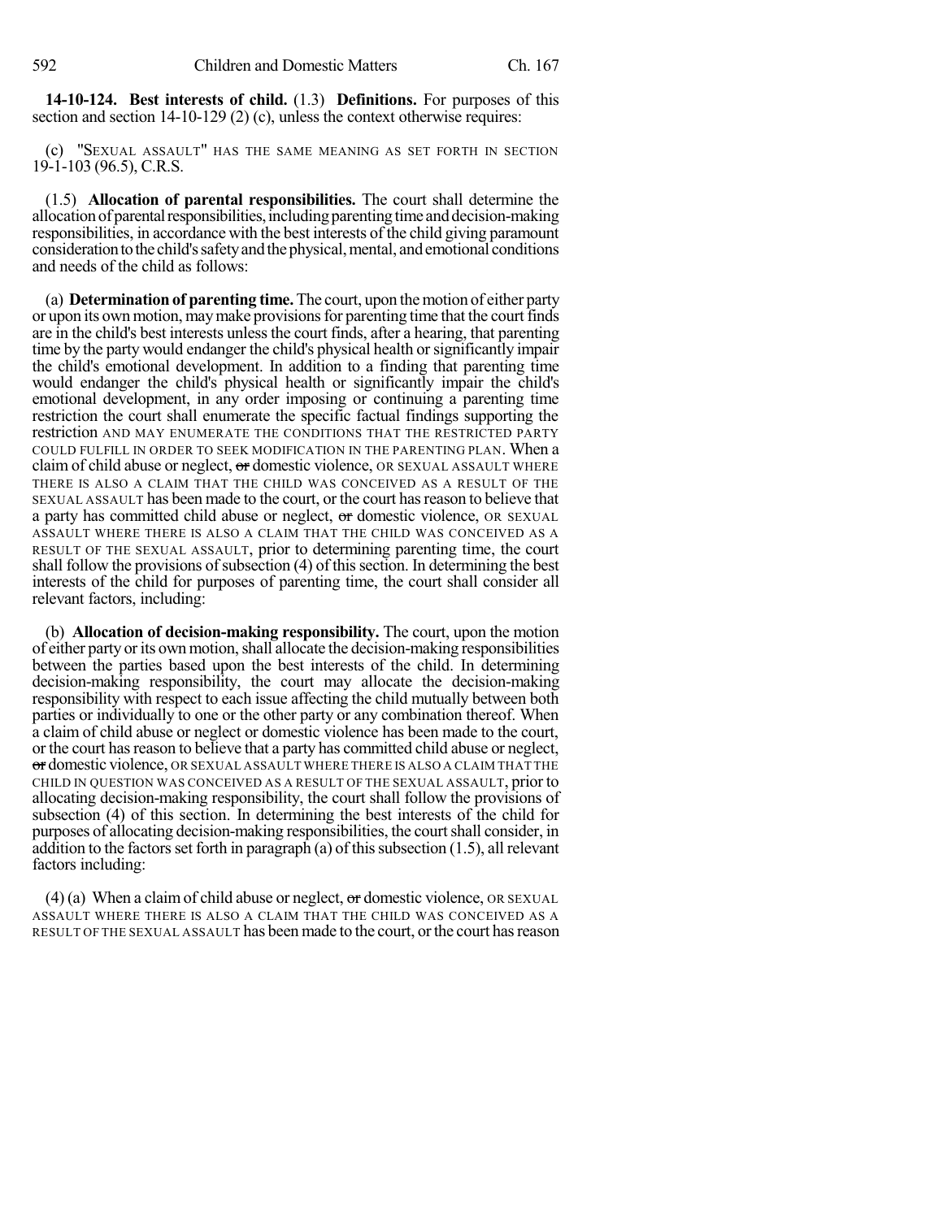**14-10-124. Best interests of child.** (1.3) **Definitions.** For purposes of this section and section 14-10-129 (2) (c), unless the context otherwise requires:

(c) "SEXUAL ASSAULT" HAS THE SAME MEANING AS SET FORTH IN SECTION 19-1-103 (96.5), C.R.S.

(1.5) **Allocation of parental responsibilities.** The court shall determine the allocation of parental responsibilities, including parenting time and decision-making responsibilities, in accordance with the best interests of the child giving paramount consideration to the child's safety and the physical, mental, and emotional conditions and needs of the child as follows:

(a) **Determination of parenting time.** The court, upon the motion of either party or upon its own motion, may make provisions for parenting time that the court finds are in the child's best interests unless the court finds, after a hearing, that parenting time by the party would endanger the child's physical health or significantly impair the child's emotional development. In addition to a finding that parenting time would endanger the child's physical health or significantly impair the child's emotional development, in any order imposing or continuing a parenting time restriction the court shall enumerate the specific factual findings supporting the restriction AND MAY ENUMERATE THE CONDITIONS THAT THE RESTRICTED PARTY COULD FULFILL IN ORDER TO SEEK MODIFICATION IN THE PARENTING PLAN. When a claim of child abuse or neglect, ~~or~~ domestic violence, OR SEXUAL ASSAULT WHERE THERE IS ALSO A CLAIM THAT THE CHILD WAS CONCEIVED AS A RESULT OF THE SEXUAL ASSAULT has been made to the court, or the court has reason to believe that a party has committed child abuse or neglect, ~~or~~ domestic violence, OR SEXUAL ASSAULT WHERE THERE IS ALSO A CLAIM THAT THE CHILD WAS CONCEIVED AS A RESULT OF THE SEXUAL ASSAULT, prior to determining parenting time, the court shall follow the provisions of subsection (4) of this section. In determining the best interests of the child for purposes of parenting time, the court shall consider all relevant factors, including:

(b) **Allocation of decision-making responsibility.** The court, upon the motion of either party or its own motion, shall allocate the decision-making responsibilities between the parties based upon the best interests of the child. In determining decision-making responsibility, the court may allocate the decision-making responsibility with respect to each issue affecting the child mutually between both parties or individually to one or the other party or any combination thereof. When a claim of child abuse or neglect or domestic violence has been made to the court, or the court has reason to believe that a party has committed child abuse or neglect, ~~or~~ domestic violence, OR SEXUAL ASSAULT WHERE THERE IS ALSO A CLAIM THAT THE CHILD IN QUESTION WAS CONCEIVED AS A RESULT OF THE SEXUAL ASSAULT, prior to allocating decision-making responsibility, the court shall follow the provisions of subsection (4) of this section. In determining the best interests of the child for purposes of allocating decision-making responsibilities, the court shall consider, in addition to the factors set forth in paragraph (a) of this subsection (1.5), all relevant factors including:

(4) (a) When a claim of child abuse or neglect, ~~or~~ domestic violence, OR SEXUAL ASSAULT WHERE THERE IS ALSO A CLAIM THAT THE CHILD WAS CONCEIVED AS A RESULT OF THE SEXUAL ASSAULT has been made to the court, or the court has reason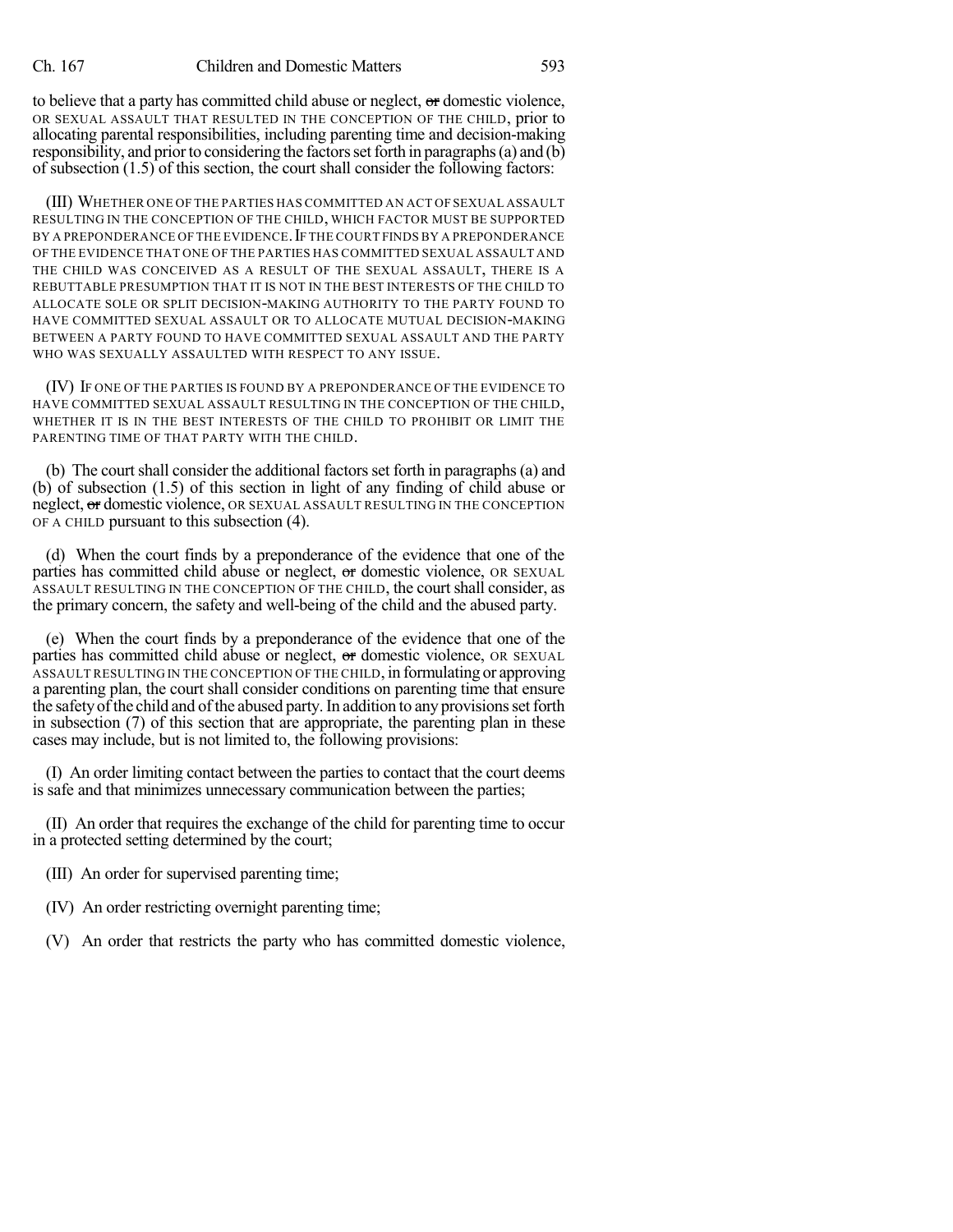to believe that a party has committed child abuse or neglect, ~~or~~ domestic violence, OR SEXUAL ASSAULT THAT RESULTED IN THE CONCEPTION OF THE CHILD, prior to allocating parental responsibilities, including parenting time and decision-making responsibility, and prior to considering the factors set forth in paragraphs (a) and (b) of subsection (1.5) of this section, the court shall consider the following factors:

(III) WHETHER ONE OF THE PARTIES HAS COMMITTED AN ACT OF SEXUAL ASSAULT RESULTING IN THE CONCEPTION OF THE CHILD, WHICH FACTOR MUST BE SUPPORTED BY A PREPONDERANCE OF THE EVIDENCE. IF THE COURT FINDS BY A PREPONDERANCE OF THE EVIDENCE THAT ONE OF THE PARTIES HAS COMMITTED SEXUAL ASSAULT AND THE CHILD WAS CONCEIVED AS A RESULT OF THE SEXUAL ASSAULT, THERE IS A REBUTTABLE PRESUMPTION THAT IT IS NOT IN THE BEST INTERESTS OF THE CHILD TO ALLOCATE SOLE OR SPLIT DECISION-MAKING AUTHORITY TO THE PARTY FOUND TO HAVE COMMITTED SEXUAL ASSAULT OR TO ALLOCATE MUTUAL DECISION-MAKING BETWEEN A PARTY FOUND TO HAVE COMMITTED SEXUAL ASSAULT AND THE PARTY WHO WAS SEXUALLY ASSAULTED WITH RESPECT TO ANY ISSUE.

(IV) IF ONE OF THE PARTIES IS FOUND BY A PREPONDERANCE OF THE EVIDENCE TO HAVE COMMITTED SEXUAL ASSAULT RESULTING IN THE CONCEPTION OF THE CHILD, WHETHER IT IS IN THE BEST INTERESTS OF THE CHILD TO PROHIBIT OR LIMIT THE PARENTING TIME OF THAT PARTY WITH THE CHILD.

(b) The court shall consider the additional factors set forth in paragraphs (a) and (b) of subsection (1.5) of this section in light of any finding of child abuse or neglect, ~~or~~ domestic violence, OR SEXUAL ASSAULT RESULTING IN THE CONCEPTION OF A CHILD pursuant to this subsection (4).

(d) When the court finds by a preponderance of the evidence that one of the parties has committed child abuse or neglect, ~~or~~ domestic violence, OR SEXUAL ASSAULT RESULTING IN THE CONCEPTION OF THE CHILD, the court shall consider, as the primary concern, the safety and well-being of the child and the abused party.

(e) When the court finds by a preponderance of the evidence that one of the parties has committed child abuse or neglect, ~~or~~ domestic violence, OR SEXUAL ASSAULT RESULTING IN THE CONCEPTION OF THE CHILD, in formulating or approving a parenting plan, the court shall consider conditions on parenting time that ensure the safety of the child and of the abused party. In addition to any provisions set forth in subsection (7) of this section that are appropriate, the parenting plan in these cases may include, but is not limited to, the following provisions:

(I) An order limiting contact between the parties to contact that the court deems is safe and that minimizes unnecessary communication between the parties;

(II) An order that requires the exchange of the child for parenting time to occur in a protected setting determined by the court;

(III) An order for supervised parenting time;

(IV) An order restricting overnight parenting time;

(V) An order that restricts the party who has committed domestic violence,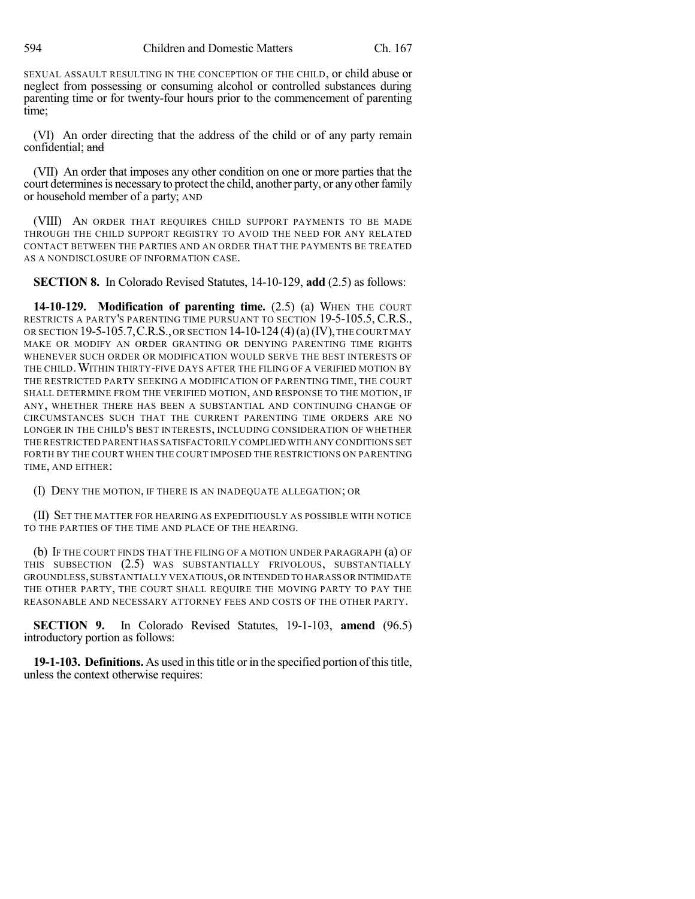SEXUAL ASSAULT RESULTING IN THE CONCEPTION OF THE CHILD, or child abuse or neglect from possessing or consuming alcohol or controlled substances during parenting time or for twenty-four hours prior to the commencement of parenting time;

(VI) An order directing that the address of the child or of any party remain confidential; ~~and~~

(VII) An order that imposes any other condition on one or more parties that the court determines is necessary to protect the child, another party, or any other family or household member of a party; AND

(VIII) AN ORDER THAT REQUIRES CHILD SUPPORT PAYMENTS TO BE MADE THROUGH THE CHILD SUPPORT REGISTRY TO AVOID THE NEED FOR ANY RELATED CONTACT BETWEEN THE PARTIES AND AN ORDER THAT THE PAYMENTS BE TREATED AS A NONDISCLOSURE OF INFORMATION CASE.

**SECTION 8.** In Colorado Revised Statutes, 14-10-129, **add** (2.5) as follows:

**14-10-129. Modification of parenting time.** (2.5) (a) WHEN THE COURT RESTRICTS A PARTY'S PARENTING TIME PURSUANT TO SECTION 19-5-105.5, C.R.S., OR SECTION 19-5-105.7, C.R.S., OR SECTION 14-10-124 (4)(a)(IV), THE COURT MAY MAKE OR MODIFY AN ORDER GRANTING OR DENYING PARENTING TIME RIGHTS WHENEVER SUCH ORDER OR MODIFICATION WOULD SERVE THE BEST INTERESTS OF THE CHILD. WITHIN THIRTY-FIVE DAYS AFTER THE FILING OF A VERIFIED MOTION BY THE RESTRICTED PARTY SEEKING A MODIFICATION OF PARENTING TIME, THE COURT SHALL DETERMINE FROM THE VERIFIED MOTION, AND RESPONSE TO THE MOTION, IF ANY, WHETHER THERE HAS BEEN A SUBSTANTIAL AND CONTINUING CHANGE OF CIRCUMSTANCES SUCH THAT THE CURRENT PARENTING TIME ORDERS ARE NO LONGER IN THE CHILD'S BEST INTERESTS, INCLUDING CONSIDERATION OF WHETHER THE RESTRICTED PARENT HAS SATISFACTORILY COMPLIED WITH ANY CONDITIONS SET FORTH BY THE COURT WHEN THE COURT IMPOSED THE RESTRICTIONS ON PARENTING TIME, AND EITHER:

(I) DENY THE MOTION, IF THERE IS AN INADEQUATE ALLEGATION; OR

(II) SET THE MATTER FOR HEARING AS EXPEDITIOUSLY AS POSSIBLE WITH NOTICE TO THE PARTIES OF THE TIME AND PLACE OF THE HEARING.

(b) IF THE COURT FINDS THAT THE FILING OF A MOTION UNDER PARAGRAPH (a) OF THIS SUBSECTION (2.5) WAS SUBSTANTIALLY FRIVOLOUS, SUBSTANTIALLY GROUNDLESS, SUBSTANTIALLY VEXATIOUS, OR INTENDED TO HARASS OR INTIMIDATE THE OTHER PARTY, THE COURT SHALL REQUIRE THE MOVING PARTY TO PAY THE REASONABLE AND NECESSARY ATTORNEY FEES AND COSTS OF THE OTHER PARTY.

**SECTION 9.** In Colorado Revised Statutes, 19-1-103, **amend** (96.5) introductory portion as follows:

**19-1-103. Definitions.** As used in this title or in the specified portion of this title, unless the context otherwise requires: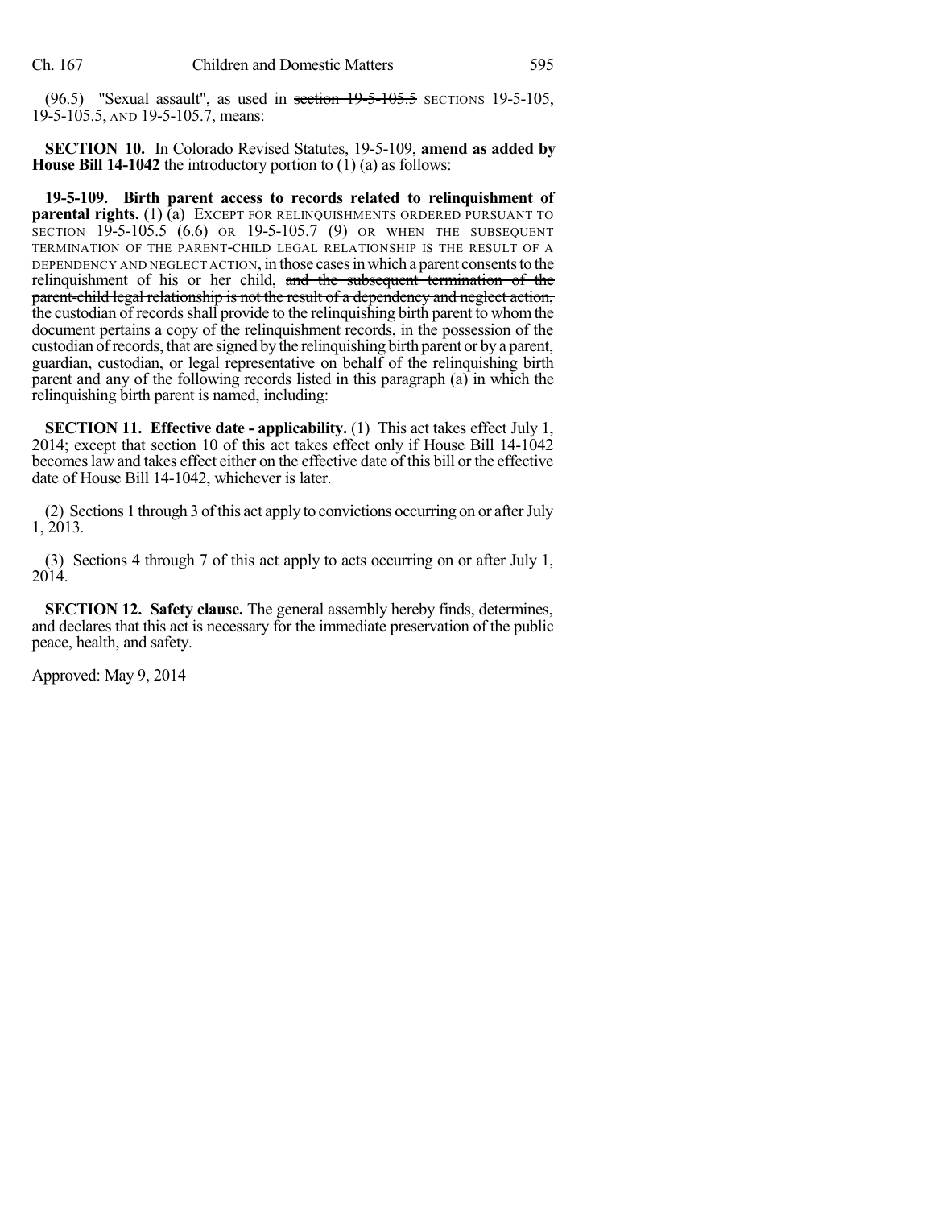(96.5) "Sexual assault", as used in ~~section 19-5-105.5~~ SECTIONS 19-5-105, 19-5-105.5, AND 19-5-105.7, means:

**SECTION 10.** In Colorado Revised Statutes, 19-5-109, **amend as added by House Bill 14-1042** the introductory portion to (1) (a) as follows:

**19-5-109. Birth parent access to records related to relinquishment of parental rights.** (1) (a) EXCEPT FOR RELINQUISHMENTS ORDERED PURSUANT TO SECTION 19-5-105.5 (6.6) OR 19-5-105.7 (9) OR WHEN THE SUBSEQUENT TERMINATION OF THE PARENT-CHILD LEGAL RELATIONSHIP IS THE RESULT OF A DEPENDENCY AND NEGLECT ACTION, in those cases in which a parent consents to the relinquishment of his or her child, ~~and the subsequent termination of the parent-child legal relationship is not the result of a dependency and neglect action,~~ the custodian of records shall provide to the relinquishing birth parent to whom the document pertains a copy of the relinquishment records, in the possession of the custodian of records, that are signed by the relinquishing birth parent or by a parent, guardian, custodian, or legal representative on behalf of the relinquishing birth parent and any of the following records listed in this paragraph (a) in which the relinquishing birth parent is named, including:

**SECTION 11. Effective date - applicability.** (1) This act takes effect July 1, 2014; except that section 10 of this act takes effect only if House Bill 14-1042 becomes law and takes effect either on the effective date of this bill or the effective date of House Bill 14-1042, whichever is later.

(2) Sections 1 through 3 of this act apply to convictions occurring on or after July 1, 2013.

(3) Sections 4 through 7 of this act apply to acts occurring on or after July 1, 2014.

**SECTION 12. Safety clause.** The general assembly hereby finds, determines, and declares that this act is necessary for the immediate preservation of the public peace, health, and safety.

Approved: May 9, 2014